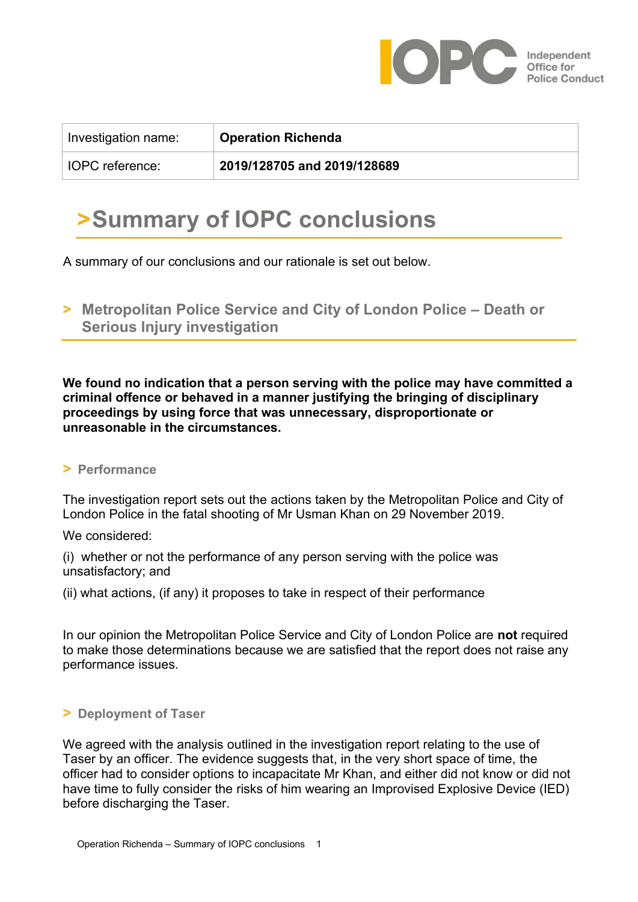| Investigation name: | **Operation Richenda** |
|---|---|
| IOPC reference: | **2019/128705 and 2019/128689** |

# >Summary of IOPC conclusions

A summary of our conclusions and our rationale is set out below.

## > Metropolitan Police Service and City of London Police – Death or Serious Injury investigation

**We found no indication that a person serving with the police may have committed a criminal offence or behaved in a manner justifying the bringing of disciplinary proceedings by using force that was unnecessary, disproportionate or unreasonable in the circumstances.**

### > Performance

The investigation report sets out the actions taken by the Metropolitan Police and City of London Police in the fatal shooting of Mr Usman Khan on 29 November 2019.

We considered:

(i) whether or not the performance of any person serving with the police was unsatisfactory; and

(ii) what actions, (if any) it proposes to take in respect of their performance

In our opinion the Metropolitan Police Service and City of London Police are **not** required to make those determinations because we are satisfied that the report does not raise any performance issues.

### > Deployment of Taser

We agreed with the analysis outlined in the investigation report relating to the use of Taser by an officer. The evidence suggests that, in the very short space of time, the officer had to consider options to incapacitate Mr Khan, and either did not know or did not have time to fully consider the risks of him wearing an Improvised Explosive Device (IED) before discharging the Taser.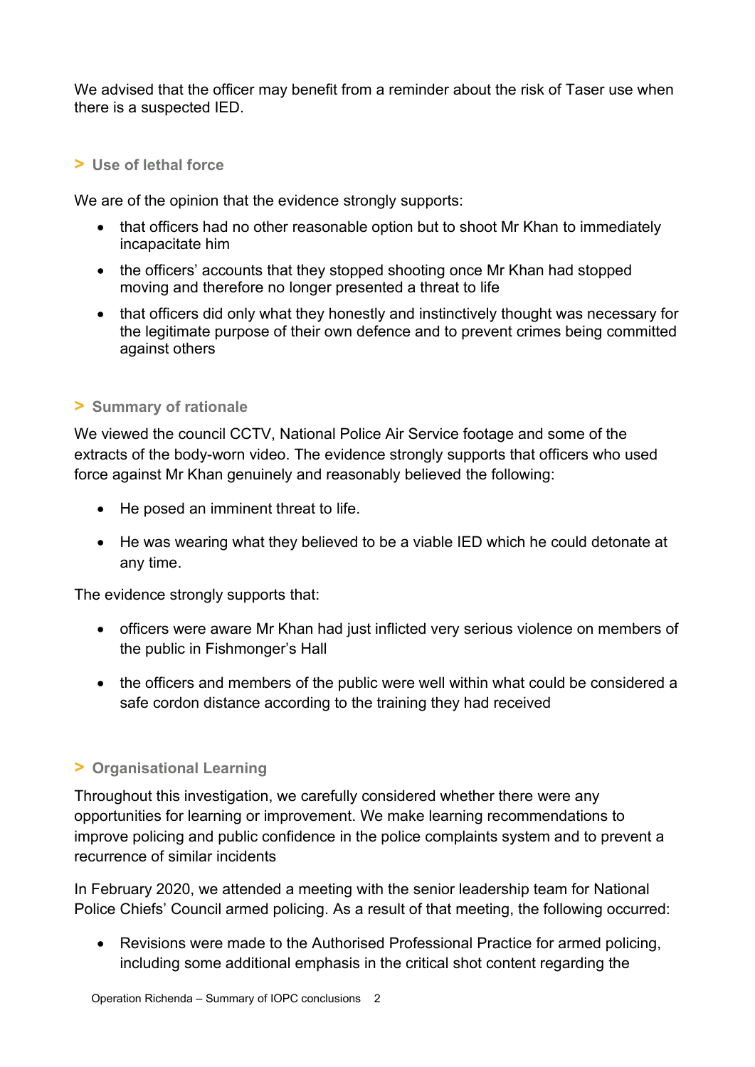We advised that the officer may benefit from a reminder about the risk of Taser use when there is a suspected IED.

## > Use of lethal force

We are of the opinion that the evidence strongly supports:

- that officers had no other reasonable option but to shoot Mr Khan to immediately incapacitate him
- the officers' accounts that they stopped shooting once Mr Khan had stopped moving and therefore no longer presented a threat to life
- that officers did only what they honestly and instinctively thought was necessary for the legitimate purpose of their own defence and to prevent crimes being committed against others

## > Summary of rationale

We viewed the council CCTV, National Police Air Service footage and some of the extracts of the body-worn video. The evidence strongly supports that officers who used force against Mr Khan genuinely and reasonably believed the following:

- He posed an imminent threat to life.
- He was wearing what they believed to be a viable IED which he could detonate at any time.

The evidence strongly supports that:

- officers were aware Mr Khan had just inflicted very serious violence on members of the public in Fishmonger's Hall
- the officers and members of the public were well within what could be considered a safe cordon distance according to the training they had received

## > Organisational Learning

Throughout this investigation, we carefully considered whether there were any opportunities for learning or improvement. We make learning recommendations to improve policing and public confidence in the police complaints system and to prevent a recurrence of similar incidents

In February 2020, we attended a meeting with the senior leadership team for National Police Chiefs' Council armed policing. As a result of that meeting, the following occurred:

- Revisions were made to the Authorised Professional Practice for armed policing, including some additional emphasis in the critical shot content regarding the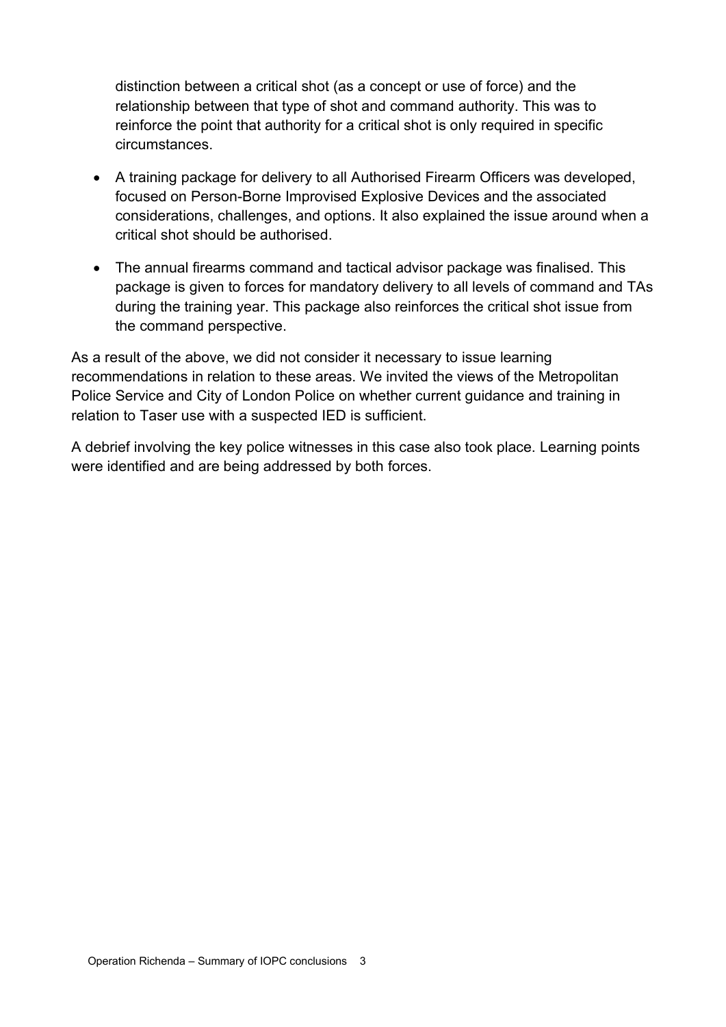distinction between a critical shot (as a concept or use of force) and the relationship between that type of shot and command authority. This was to reinforce the point that authority for a critical shot is only required in specific circumstances.

- A training package for delivery to all Authorised Firearm Officers was developed, focused on Person-Borne Improvised Explosive Devices and the associated considerations, challenges, and options. It also explained the issue around when a critical shot should be authorised.
- The annual firearms command and tactical advisor package was finalised. This package is given to forces for mandatory delivery to all levels of command and TAs during the training year. This package also reinforces the critical shot issue from the command perspective.

As a result of the above, we did not consider it necessary to issue learning recommendations in relation to these areas. We invited the views of the Metropolitan Police Service and City of London Police on whether current guidance and training in relation to Taser use with a suspected IED is sufficient.

A debrief involving the key police witnesses in this case also took place. Learning points were identified and are being addressed by both forces.